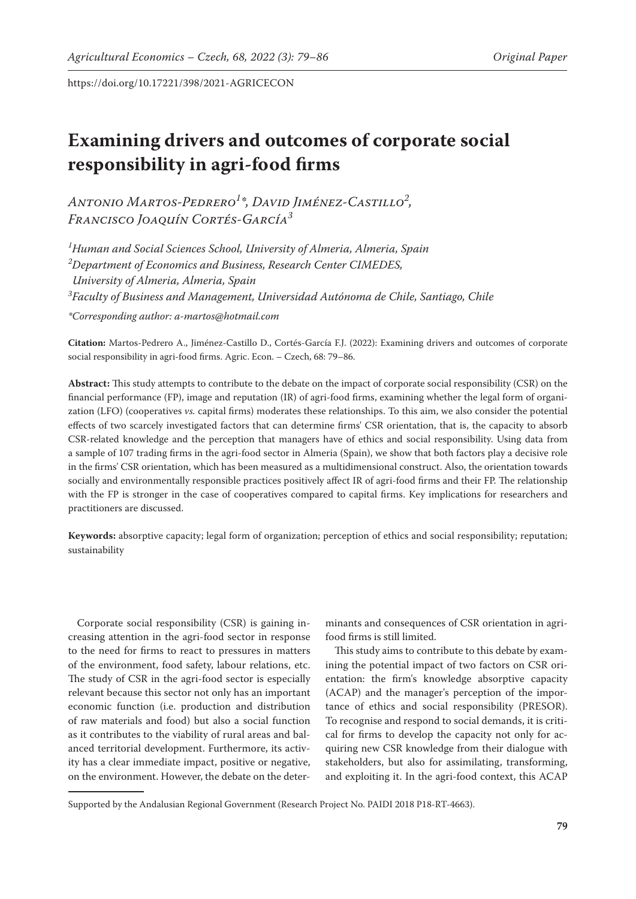https://doi.org/10.17221/398/2021-AGRICECON

# Examining drivers and outcomes of corporate social responsibility in agri-food firms

*Antonio Martos-Pedrero[1]\*, David Jiménez-Castillo[2], Francisco Joaquín Cortés-García[3]*

[1]*Human and Social Sciences School, University of Almeria, Almeria, Spain*
[2]*Department of Economics and Business, Research Center CIMEDES, University of Almeria, Almeria, Spain*
[3]*Faculty of Business and Management, Universidad Autónoma de Chile, Santiago, Chile*

*\*Corresponding author: a-martos@hotmail.com*

**Citation:** Martos-Pedrero A., Jiménez-Castillo D., Cortés-García F.J. (2022): Examining drivers and outcomes of corporate social responsibility in agri-food firms. Agric. Econ. – Czech, 68: 79–86.

**Abstract:** This study attempts to contribute to the debate on the impact of corporate social responsibility (CSR) on the financial performance (FP), image and reputation (IR) of agri-food firms, examining whether the legal form of organization (LFO) (cooperatives *vs.* capital firms) moderates these relationships. To this aim, we also consider the potential effects of two scarcely investigated factors that can determine firms' CSR orientation, that is, the capacity to absorb CSR-related knowledge and the perception that managers have of ethics and social responsibility. Using data from a sample of 107 trading firms in the agri-food sector in Almeria (Spain), we show that both factors play a decisive role in the firms' CSR orientation, which has been measured as a multidimensional construct. Also, the orientation towards socially and environmentally responsible practices positively affect IR of agri-food firms and their FP. The relationship with the FP is stronger in the case of cooperatives compared to capital firms. Key implications for researchers and practitioners are discussed.

**Keywords:** absorptive capacity; legal form of organization; perception of ethics and social responsibility; reputation; sustainability

Corporate social responsibility (CSR) is gaining increasing attention in the agri-food sector in response to the need for firms to react to pressures in matters of the environment, food safety, labour relations, etc. The study of CSR in the agri-food sector is especially relevant because this sector not only has an important economic function (i.e. production and distribution of raw materials and food) but also a social function as it contributes to the viability of rural areas and balanced territorial development. Furthermore, its activity has a clear immediate impact, positive or negative, on the environment. However, the debate on the determinants and consequences of CSR orientation in agri-food firms is still limited.

This study aims to contribute to this debate by examining the potential impact of two factors on CSR orientation: the firm's knowledge absorptive capacity (ACAP) and the manager's perception of the importance of ethics and social responsibility (PRESOR). To recognise and respond to social demands, it is critical for firms to develop the capacity not only for acquiring new CSR knowledge from their dialogue with stakeholders, but also for assimilating, transforming, and exploiting it. In the agri-food context, this ACAP

Supported by the Andalusian Regional Government (Research Project No. PAIDI 2018 P18-RT-4663).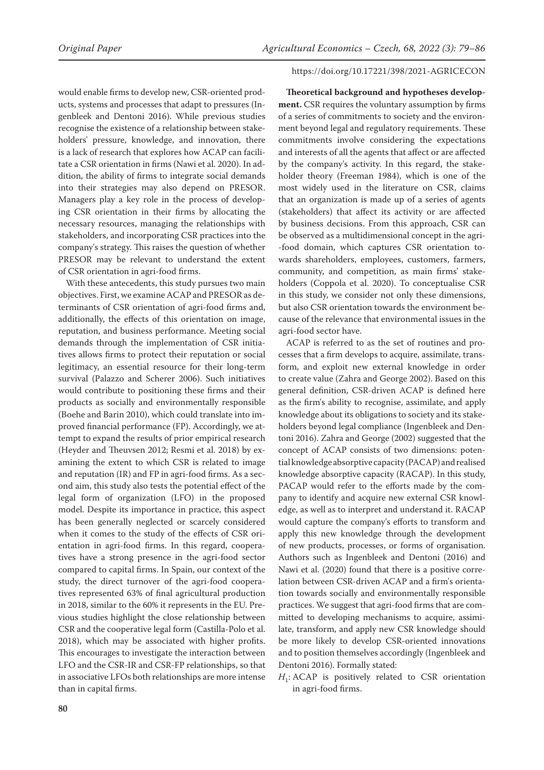would enable firms to develop new, CSR-oriented products, systems and processes that adapt to pressures (Ingenbleek and Dentoni 2016). While previous studies recognise the existence of a relationship between stakeholders' pressure, knowledge, and innovation, there is a lack of research that explores how ACAP can facilitate a CSR orientation in firms (Nawi et al. 2020). In addition, the ability of firms to integrate social demands into their strategies may also depend on PRESOR. Managers play a key role in the process of developing CSR orientation in their firms by allocating the necessary resources, managing the relationships with stakeholders, and incorporating CSR practices into the company's strategy. This raises the question of whether PRESOR may be relevant to understand the extent of CSR orientation in agri-food firms.

With these antecedents, this study pursues two main objectives. First, we examine ACAP and PRESOR as determinants of CSR orientation of agri-food firms and, additionally, the effects of this orientation on image, reputation, and business performance. Meeting social demands through the implementation of CSR initiatives allows firms to protect their reputation or social legitimacy, an essential resource for their long-term survival (Palazzo and Scherer 2006). Such initiatives would contribute to positioning these firms and their products as socially and environmentally responsible (Boehe and Barin 2010), which could translate into improved financial performance (FP). Accordingly, we attempt to expand the results of prior empirical research (Heyder and Theuvsen 2012; Resmi et al. 2018) by examining the extent to which CSR is related to image and reputation (IR) and FP in agri-food firms. As a second aim, this study also tests the potential effect of the legal form of organization (LFO) in the proposed model. Despite its importance in practice, this aspect has been generally neglected or scarcely considered when it comes to the study of the effects of CSR orientation in agri-food firms. In this regard, cooperatives have a strong presence in the agri-food sector compared to capital firms. In Spain, our context of the study, the direct turnover of the agri-food cooperatives represented 63% of final agricultural production in 2018, similar to the 60% it represents in the EU. Previous studies highlight the close relationship between CSR and the cooperative legal form (Castilla-Polo et al. 2018), which may be associated with higher profits. This encourages to investigate the interaction between LFO and the CSR-IR and CSR-FP relationships, so that in associative LFOs both relationships are more intense than in capital firms.

**Theoretical background and hypotheses development.** CSR requires the voluntary assumption by firms of a series of commitments to society and the environment beyond legal and regulatory requirements. These commitments involve considering the expectations and interests of all the agents that affect or are affected by the company's activity. In this regard, the stakeholder theory (Freeman 1984), which is one of the most widely used in the literature on CSR, claims that an organization is made up of a series of agents (stakeholders) that affect its activity or are affected by business decisions. From this approach, CSR can be observed as a multidimensional concept in the agri-food domain, which captures CSR orientation towards shareholders, employees, customers, farmers, community, and competition, as main firms' stakeholders (Coppola et al. 2020). To conceptualise CSR in this study, we consider not only these dimensions, but also CSR orientation towards the environment because of the relevance that environmental issues in the agri-food sector have.

ACAP is referred to as the set of routines and processes that a firm develops to acquire, assimilate, transform, and exploit new external knowledge in order to create value (Zahra and George 2002). Based on this general definition, CSR-driven ACAP is defined here as the firm's ability to recognise, assimilate, and apply knowledge about its obligations to society and its stakeholders beyond legal compliance (Ingenbleek and Dentoni 2016). Zahra and George (2002) suggested that the concept of ACAP consists of two dimensions: potential knowledge absorptive capacity (PACAP) and realised knowledge absorptive capacity (RACAP). In this study, PACAP would refer to the efforts made by the company to identify and acquire new external CSR knowledge, as well as to interpret and understand it. RACAP would capture the company's efforts to transform and apply this new knowledge through the development of new products, processes, or forms of organisation. Authors such as Ingenbleek and Dentoni (2016) and Nawi et al. (2020) found that there is a positive correlation between CSR-driven ACAP and a firm's orientation towards socially and environmentally responsible practices. We suggest that agri-food firms that are committed to developing mechanisms to acquire, assimilate, transform, and apply new CSR knowledge should be more likely to develop CSR-oriented innovations and to position themselves accordingly (Ingenbleek and Dentoni 2016). Formally stated:

$H_1$: ACAP is positively related to CSR orientation in agri-food firms.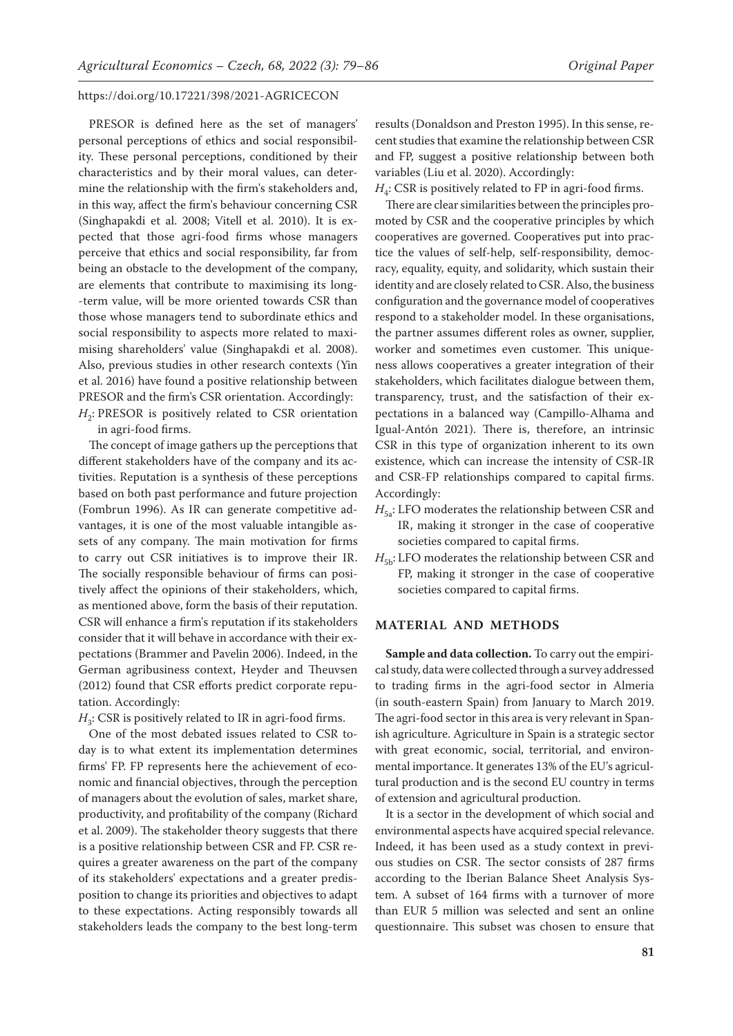PRESOR is defined here as the set of managers' personal perceptions of ethics and social responsibility. These personal perceptions, conditioned by their characteristics and by their moral values, can determine the relationship with the firm's stakeholders and, in this way, affect the firm's behaviour concerning CSR (Singhapakdi et al. 2008; Vitell et al. 2010). It is expected that those agri-food firms whose managers perceive that ethics and social responsibility, far from being an obstacle to the development of the company, are elements that contribute to maximising its long-term value, will be more oriented towards CSR than those whose managers tend to subordinate ethics and social responsibility to aspects more related to maximising shareholders' value (Singhapakdi et al. 2008). Also, previous studies in other research contexts (Yin et al. 2016) have found a positive relationship between PRESOR and the firm's CSR orientation. Accordingly:

$H_2$: PRESOR is positively related to CSR orientation in agri-food firms.

The concept of image gathers up the perceptions that different stakeholders have of the company and its activities. Reputation is a synthesis of these perceptions based on both past performance and future projection (Fombrun 1996). As IR can generate competitive advantages, it is one of the most valuable intangible assets of any company. The main motivation for firms to carry out CSR initiatives is to improve their IR. The socially responsible behaviour of firms can positively affect the opinions of their stakeholders, which, as mentioned above, form the basis of their reputation. CSR will enhance a firm's reputation if its stakeholders consider that it will behave in accordance with their expectations (Brammer and Pavelin 2006). Indeed, in the German agribusiness context, Heyder and Theuvsen (2012) found that CSR efforts predict corporate reputation. Accordingly:

$H_3$: CSR is positively related to IR in agri-food firms.

One of the most debated issues related to CSR today is to what extent its implementation determines firms' FP. FP represents here the achievement of economic and financial objectives, through the perception of managers about the evolution of sales, market share, productivity, and profitability of the company (Richard et al. 2009). The stakeholder theory suggests that there is a positive relationship between CSR and FP. CSR requires a greater awareness on the part of the company of its stakeholders' expectations and a greater predisposition to change its priorities and objectives to adapt to these expectations. Acting responsibly towards all stakeholders leads the company to the best long-term results (Donaldson and Preston 1995). In this sense, recent studies that examine the relationship between CSR and FP, suggest a positive relationship between both variables (Liu et al. 2020). Accordingly:

$H_4$: CSR is positively related to FP in agri-food firms.

There are clear similarities between the principles promoted by CSR and the cooperative principles by which cooperatives are governed. Cooperatives put into practice the values of self-help, self-responsibility, democracy, equality, equity, and solidarity, which sustain their identity and are closely related to CSR. Also, the business configuration and the governance model of cooperatives respond to a stakeholder model. In these organisations, the partner assumes different roles as owner, supplier, worker and sometimes even customer. This uniqueness allows cooperatives a greater integration of their stakeholders, which facilitates dialogue between them, transparency, trust, and the satisfaction of their expectations in a balanced way (Campillo-Alhama and Igual-Antón 2021). There is, therefore, an intrinsic CSR in this type of organization inherent to its own existence, which can increase the intensity of CSR-IR and CSR-FP relationships compared to capital firms. Accordingly:

$H_{5a}$: LFO moderates the relationship between CSR and IR, making it stronger in the case of cooperative societies compared to capital firms.

$H_{5b}$: LFO moderates the relationship between CSR and FP, making it stronger in the case of cooperative societies compared to capital firms.

## MATERIAL AND METHODS

**Sample and data collection.** To carry out the empirical study, data were collected through a survey addressed to trading firms in the agri-food sector in Almeria (in south-eastern Spain) from January to March 2019. The agri-food sector in this area is very relevant in Spanish agriculture. Agriculture in Spain is a strategic sector with great economic, social, territorial, and environmental importance. It generates 13% of the EU's agricultural production and is the second EU country in terms of extension and agricultural production.

It is a sector in the development of which social and environmental aspects have acquired special relevance. Indeed, it has been used as a study context in previous studies on CSR. The sector consists of 287 firms according to the Iberian Balance Sheet Analysis System. A subset of 164 firms with a turnover of more than EUR 5 million was selected and sent an online questionnaire. This subset was chosen to ensure that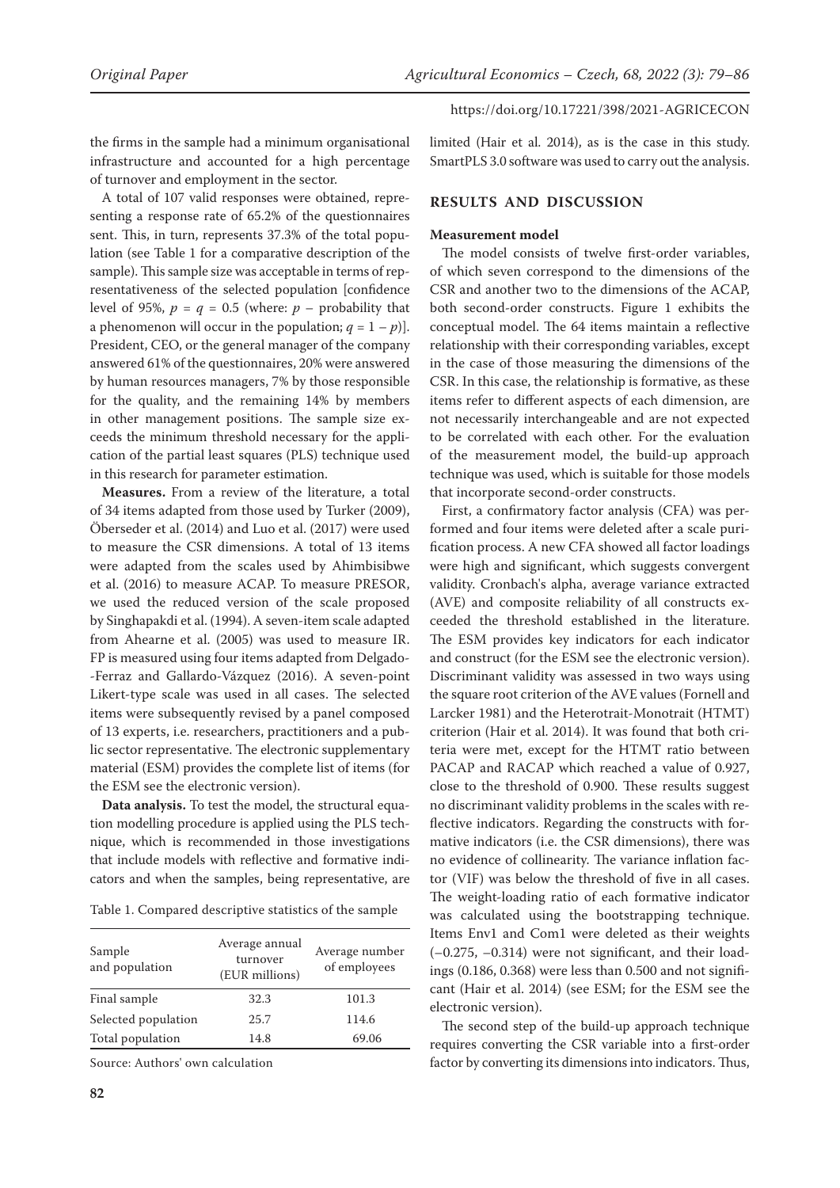the firms in the sample had a minimum organisational infrastructure and accounted for a high percentage of turnover and employment in the sector.

A total of 107 valid responses were obtained, representing a response rate of 65.2% of the questionnaires sent. This, in turn, represents 37.3% of the total population (see Table 1 for a comparative description of the sample). This sample size was acceptable in terms of representativeness of the selected population [confidence level of 95%, $p = q = 0.5$ (where: $p$ – probability that a phenomenon will occur in the population; $q = 1 - p$)]. President, CEO, or the general manager of the company answered 61% of the questionnaires, 20% were answered by human resources managers, 7% by those responsible for the quality, and the remaining 14% by members in other management positions. The sample size exceeds the minimum threshold necessary for the application of the partial least squares (PLS) technique used in this research for parameter estimation.

**Measures.** From a review of the literature, a total of 34 items adapted from those used by Turker (2009), Öberseder et al. (2014) and Luo et al. (2017) were used to measure the CSR dimensions. A total of 13 items were adapted from the scales used by Ahimbisibwe et al. (2016) to measure ACAP. To measure PRESOR, we used the reduced version of the scale proposed by Singhapakdi et al. (1994). A seven-item scale adapted from Ahearne et al. (2005) was used to measure IR. FP is measured using four items adapted from Delgado-Ferraz and Gallardo-Vázquez (2016). A seven-point Likert-type scale was used in all cases. The selected items were subsequently revised by a panel composed of 13 experts, i.e. researchers, practitioners and a public sector representative. The electronic supplementary material (ESM) provides the complete list of items (for the ESM see the electronic version).

**Data analysis.** To test the model, the structural equation modelling procedure is applied using the PLS technique, which is recommended in those investigations that include models with reflective and formative indicators and when the samples, being representative, are limited (Hair et al. 2014), as is the case in this study. SmartPLS 3.0 software was used to carry out the analysis.

Table 1. Compared descriptive statistics of the sample

| Sample and population | Average annual turnover (EUR millions) | Average number of employees |
|---|---|---|
| Final sample | 32.3 | 101.3 |
| Selected population | 25.7 | 114.6 |
| Total population | 14.8 | 69.06 |

Source: Authors' own calculation

## RESULTS AND DISCUSSION

### Measurement model

The model consists of twelve first-order variables, of which seven correspond to the dimensions of the CSR and another two to the dimensions of the ACAP, both second-order constructs. Figure 1 exhibits the conceptual model. The 64 items maintain a reflective relationship with their corresponding variables, except in the case of those measuring the dimensions of the CSR. In this case, the relationship is formative, as these items refer to different aspects of each dimension, are not necessarily interchangeable and are not expected to be correlated with each other. For the evaluation of the measurement model, the build-up approach technique was used, which is suitable for those models that incorporate second-order constructs.

First, a confirmatory factor analysis (CFA) was performed and four items were deleted after a scale purification process. A new CFA showed all factor loadings were high and significant, which suggests convergent validity. Cronbach's alpha, average variance extracted (AVE) and composite reliability of all constructs exceeded the threshold established in the literature. The ESM provides key indicators for each indicator and construct (for the ESM see the electronic version). Discriminant validity was assessed in two ways using the square root criterion of the AVE values (Fornell and Larcker 1981) and the Heterotrait-Monotrait (HTMT) criterion (Hair et al. 2014). It was found that both criteria were met, except for the HTMT ratio between PACAP and RACAP which reached a value of 0.927, close to the threshold of 0.900. These results suggest no discriminant validity problems in the scales with reflective indicators. Regarding the constructs with formative indicators (i.e. the CSR dimensions), there was no evidence of collinearity. The variance inflation factor (VIF) was below the threshold of five in all cases. The weight-loading ratio of each formative indicator was calculated using the bootstrapping technique. Items Env1 and Com1 were deleted as their weights (–0.275, –0.314) were not significant, and their loadings (0.186, 0.368) were less than 0.500 and not significant (Hair et al. 2014) (see ESM; for the ESM see the electronic version).

The second step of the build-up approach technique requires converting the CSR variable into a first-order factor by converting its dimensions into indicators. Thus,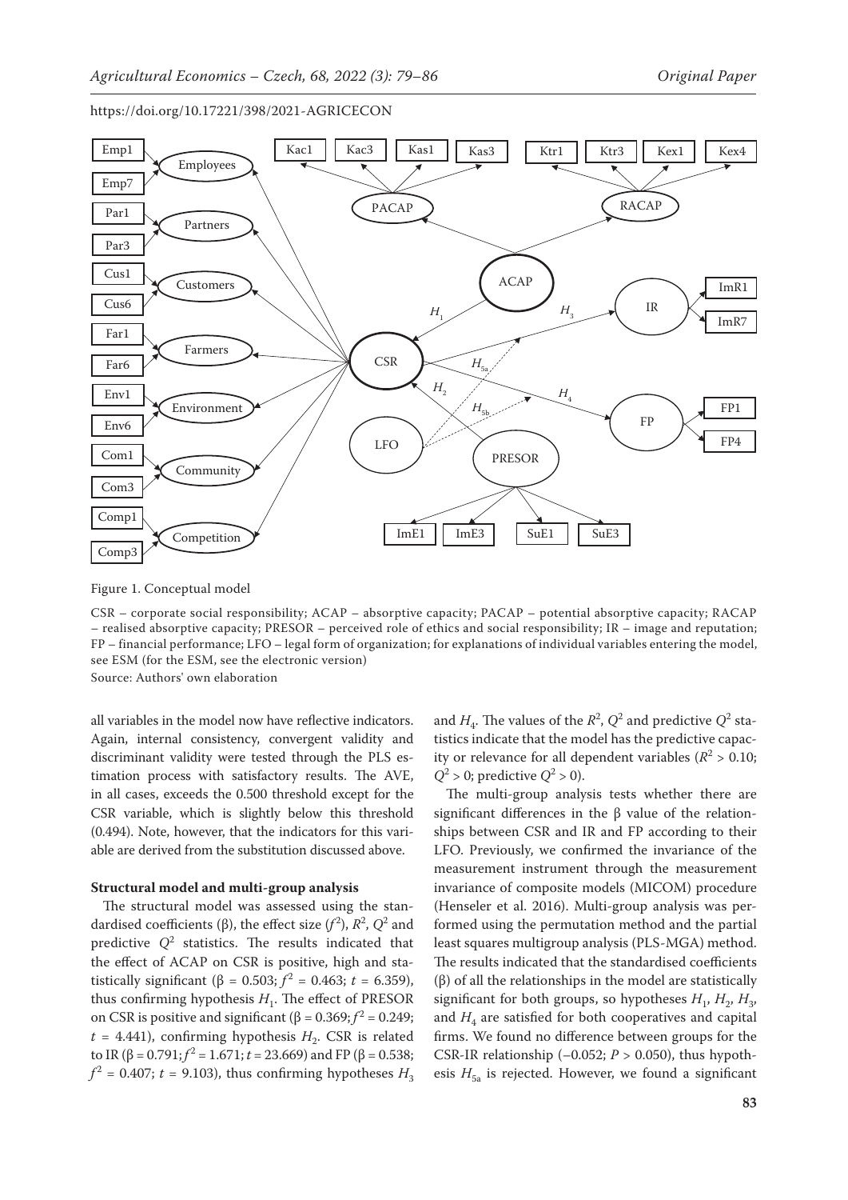Figure 1. Conceptual model

CSR – corporate social responsibility; ACAP – absorptive capacity; PACAP – potential absorptive capacity; RACAP – realised absorptive capacity; PRESOR – perceived role of ethics and social responsibility; IR – image and reputation; FP – financial performance; LFO – legal form of organization; for explanations of individual variables entering the model, see ESM (for the ESM, see the electronic version)

Source: Authors' own elaboration

all variables in the model now have reflective indicators. Again, internal consistency, convergent validity and discriminant validity were tested through the PLS estimation process with satisfactory results. The AVE, in all cases, exceeds the 0.500 threshold except for the CSR variable, which is slightly below this threshold (0.494). Note, however, that the indicators for this variable are derived from the substitution discussed above.

**Structural model and multi-group analysis**

The structural model was assessed using the standardised coefficients (β), the effect size ($f^2$), $R^2$, $Q^2$ and predictive $Q^2$ statistics. The results indicated that the effect of ACAP on CSR is positive, high and statistically significant (β = 0.503; $f^2$ = 0.463; $t$ = 6.359), thus confirming hypothesis $H_1$. The effect of PRESOR on CSR is positive and significant (β = 0.369; $f^2$ = 0.249; $t$ = 4.441), confirming hypothesis $H_2$. CSR is related to IR (β = 0.791; $f^2$ = 1.671; $t$ = 23.669) and FP (β = 0.538; $f^2$ = 0.407; $t$ = 9.103), thus confirming hypotheses $H_3$ and $H_4$. The values of the $R^2$, $Q^2$ and predictive $Q^2$ statistics indicate that the model has the predictive capacity or relevance for all dependent variables ($R^2$ > 0.10; $Q^2$ > 0; predictive $Q^2$ > 0).

The multi-group analysis tests whether there are significant differences in the β value of the relationships between CSR and IR and FP according to their LFO. Previously, we confirmed the invariance of the measurement instrument through the measurement invariance of composite models (MICOM) procedure (Henseler et al. 2016). Multi-group analysis was performed using the permutation method and the partial least squares multigroup analysis (PLS-MGA) method. The results indicated that the standardised coefficients (β) of all the relationships in the model are statistically significant for both groups, so hypotheses $H_1$, $H_2$, $H_3$, and $H_4$ are satisfied for both cooperatives and capital firms. We found no difference between groups for the CSR-IR relationship (–0.052; $P$ > 0.050), thus hypothesis $H_{5a}$ is rejected. However, we found a significant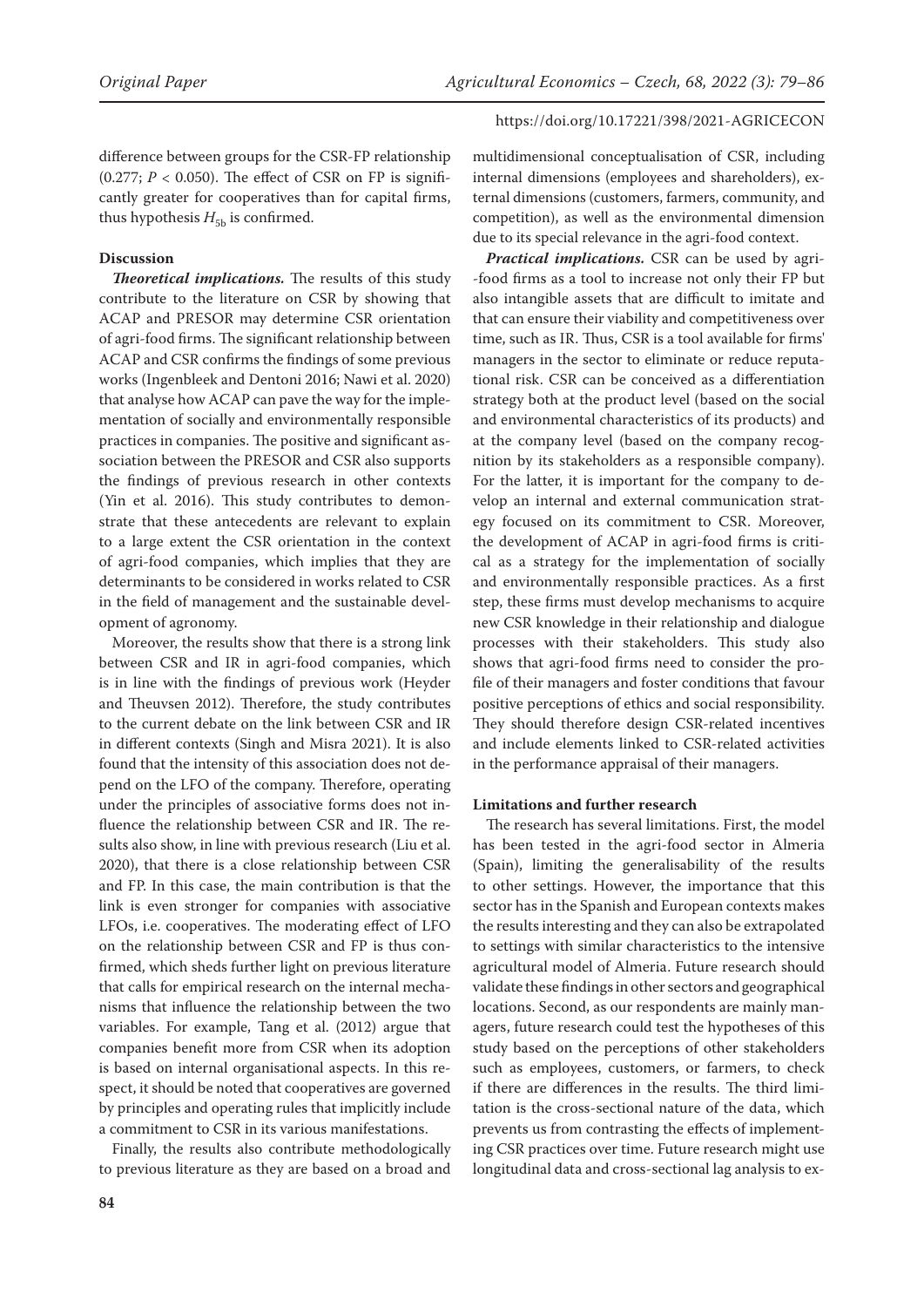difference between groups for the CSR-FP relationship (0.277; $P < 0.050$). The effect of CSR on FP is significantly greater for cooperatives than for capital firms, thus hypothesis $H_{5b}$ is confirmed.

**Discussion**

***Theoretical implications.*** The results of this study contribute to the literature on CSR by showing that ACAP and PRESOR may determine CSR orientation of agri-food firms. The significant relationship between ACAP and CSR confirms the findings of some previous works (Ingenbleek and Dentoni 2016; Nawi et al. 2020) that analyse how ACAP can pave the way for the implementation of socially and environmentally responsible practices in companies. The positive and significant association between the PRESOR and CSR also supports the findings of previous research in other contexts (Yin et al. 2016). This study contributes to demonstrate that these antecedents are relevant to explain to a large extent the CSR orientation in the context of agri-food companies, which implies that they are determinants to be considered in works related to CSR in the field of management and the sustainable development of agronomy.

Moreover, the results show that there is a strong link between CSR and IR in agri-food companies, which is in line with the findings of previous work (Heyder and Theuvsen 2012). Therefore, the study contributes to the current debate on the link between CSR and IR in different contexts (Singh and Misra 2021). It is also found that the intensity of this association does not depend on the LFO of the company. Therefore, operating under the principles of associative forms does not influence the relationship between CSR and IR. The results also show, in line with previous research (Liu et al. 2020), that there is a close relationship between CSR and FP. In this case, the main contribution is that the link is even stronger for companies with associative LFOs, i.e. cooperatives. The moderating effect of LFO on the relationship between CSR and FP is thus confirmed, which sheds further light on previous literature that calls for empirical research on the internal mechanisms that influence the relationship between the two variables. For example, Tang et al. (2012) argue that companies benefit more from CSR when its adoption is based on internal organisational aspects. In this respect, it should be noted that cooperatives are governed by principles and operating rules that implicitly include a commitment to CSR in its various manifestations.

Finally, the results also contribute methodologically to previous literature as they are based on a broad and multidimensional conceptualisation of CSR, including internal dimensions (employees and shareholders), external dimensions (customers, farmers, community, and competition), as well as the environmental dimension due to its special relevance in the agri-food context.

***Practical implications.*** CSR can be used by agri-food firms as a tool to increase not only their FP but also intangible assets that are difficult to imitate and that can ensure their viability and competitiveness over time, such as IR. Thus, CSR is a tool available for firms' managers in the sector to eliminate or reduce reputational risk. CSR can be conceived as a differentiation strategy both at the product level (based on the social and environmental characteristics of its products) and at the company level (based on the company recognition by its stakeholders as a responsible company). For the latter, it is important for the company to develop an internal and external communication strategy focused on its commitment to CSR. Moreover, the development of ACAP in agri-food firms is critical as a strategy for the implementation of socially and environmentally responsible practices. As a first step, these firms must develop mechanisms to acquire new CSR knowledge in their relationship and dialogue processes with their stakeholders. This study also shows that agri-food firms need to consider the profile of their managers and foster conditions that favour positive perceptions of ethics and social responsibility. They should therefore design CSR-related incentives and include elements linked to CSR-related activities in the performance appraisal of their managers.

**Limitations and further research**

The research has several limitations. First, the model has been tested in the agri-food sector in Almeria (Spain), limiting the generalisability of the results to other settings. However, the importance that this sector has in the Spanish and European contexts makes the results interesting and they can also be extrapolated to settings with similar characteristics to the intensive agricultural model of Almeria. Future research should validate these findings in other sectors and geographical locations. Second, as our respondents are mainly managers, future research could test the hypotheses of this study based on the perceptions of other stakeholders such as employees, customers, or farmers, to check if there are differences in the results. The third limitation is the cross-sectional nature of the data, which prevents us from contrasting the effects of implementing CSR practices over time. Future research might use longitudinal data and cross-sectional lag analysis to ex-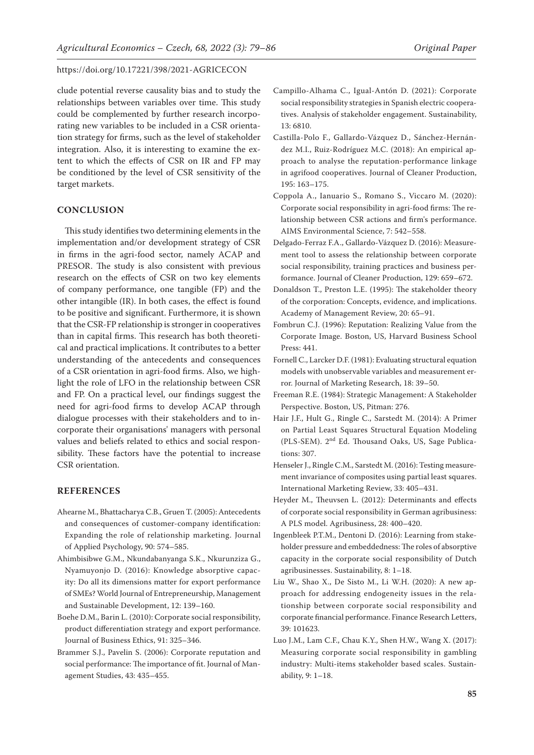clude potential reverse causality bias and to study the relationships between variables over time. This study could be complemented by further research incorporating new variables to be included in a CSR orientation strategy for firms, such as the level of stakeholder integration. Also, it is interesting to examine the extent to which the effects of CSR on IR and FP may be conditioned by the level of CSR sensitivity of the target markets.

## CONCLUSION

This study identifies two determining elements in the implementation and/or development strategy of CSR in firms in the agri-food sector, namely ACAP and PRESOR. The study is also consistent with previous research on the effects of CSR on two key elements of company performance, one tangible (FP) and the other intangible (IR). In both cases, the effect is found to be positive and significant. Furthermore, it is shown that the CSR-FP relationship is stronger in cooperatives than in capital firms. This research has both theoretical and practical implications. It contributes to a better understanding of the antecedents and consequences of a CSR orientation in agri-food firms. Also, we highlight the role of LFO in the relationship between CSR and FP. On a practical level, our findings suggest the need for agri-food firms to develop ACAP through dialogue processes with their stakeholders and to incorporate their organisations' managers with personal values and beliefs related to ethics and social responsibility. These factors have the potential to increase CSR orientation.

## REFERENCES

Ahearne M., Bhattacharya C.B., Gruen T. (2005): Antecedents and consequences of customer-company identification: Expanding the role of relationship marketing. Journal of Applied Psychology, 90: 574–585.

Ahimbisibwe G.M., Nkundabanyanga S.K., Nkurunziza G., Nyamuyonjo D. (2016): Knowledge absorptive capacity: Do all its dimensions matter for export performance of SMEs? World Journal of Entrepreneurship, Management and Sustainable Development, 12: 139–160.

Boehe D.M., Barin L. (2010): Corporate social responsibility, product differentiation strategy and export performance. Journal of Business Ethics, 91: 325–346.

Brammer S.J., Pavelin S. (2006): Corporate reputation and social performance: The importance of fit. Journal of Management Studies, 43: 435–455.

Campillo-Alhama C., Igual-Antón D. (2021): Corporate social responsibility strategies in Spanish electric cooperatives. Analysis of stakeholder engagement. Sustainability, 13: 6810.

Castilla-Polo F., Gallardo-Vázquez D., Sánchez-Hernández M.I., Ruiz-Rodríguez M.C. (2018): An empirical approach to analyse the reputation-performance linkage in agrifood cooperatives. Journal of Cleaner Production, 195: 163–175.

Coppola A., Ianuario S., Romano S., Viccaro M. (2020): Corporate social responsibility in agri-food firms: The relationship between CSR actions and firm's performance. AIMS Environmental Science, 7: 542–558.

Delgado-Ferraz F.A., Gallardo-Vázquez D. (2016): Measurement tool to assess the relationship between corporate social responsibility, training practices and business performance. Journal of Cleaner Production, 129: 659–672.

Donaldson T., Preston L.E. (1995): The stakeholder theory of the corporation: Concepts, evidence, and implications. Academy of Management Review, 20: 65–91.

Fombrun C.J. (1996): Reputation: Realizing Value from the Corporate Image. Boston, US, Harvard Business School Press: 441.

Fornell C., Larcker D.F. (1981): Evaluating structural equation models with unobservable variables and measurement error. Journal of Marketing Research, 18: 39–50.

Freeman R.E. (1984): Strategic Management: A Stakeholder Perspective. Boston, US, Pitman: 276.

Hair J.F., Hult G., Ringle C., Sarstedt M. (2014): A Primer on Partial Least Squares Structural Equation Modeling (PLS-SEM). 2nd Ed. Thousand Oaks, US, Sage Publications: 307.

Henseler J., Ringle C.M., Sarstedt M. (2016): Testing measurement invariance of composites using partial least squares. International Marketing Review, 33: 405–431.

Heyder M., Theuvsen L. (2012): Determinants and effects of corporate social responsibility in German agribusiness: A PLS model. Agribusiness, 28: 400–420.

Ingenbleek P.T.M., Dentoni D. (2016): Learning from stakeholder pressure and embeddedness: The roles of absorptive capacity in the corporate social responsibility of Dutch agribusinesses. Sustainability, 8: 1–18.

Liu W., Shao X., De Sisto M., Li W.H. (2020): A new approach for addressing endogeneity issues in the relationship between corporate social responsibility and corporate financial performance. Finance Research Letters, 39: 101623.

Luo J.M., Lam C.F., Chau K.Y., Shen H.W., Wang X. (2017): Measuring corporate social responsibility in gambling industry: Multi-items stakeholder based scales. Sustainability, 9: 1–18.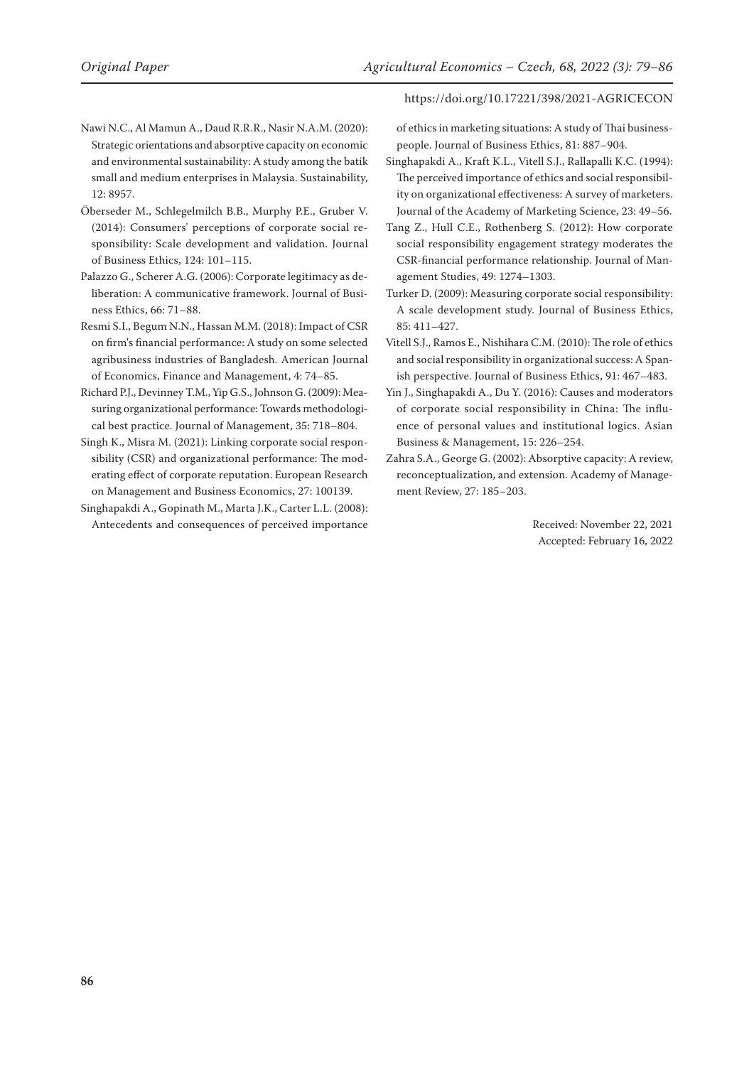Nawi N.C., Al Mamun A., Daud R.R.R., Nasir N.A.M. (2020): Strategic orientations and absorptive capacity on economic and environmental sustainability: A study among the batik small and medium enterprises in Malaysia. Sustainability, 12: 8957.

Öberseder M., Schlegelmilch B.B., Murphy P.E., Gruber V. (2014): Consumers' perceptions of corporate social responsibility: Scale development and validation. Journal of Business Ethics, 124: 101–115.

Palazzo G., Scherer A.G. (2006): Corporate legitimacy as deliberation: A communicative framework. Journal of Business Ethics, 66: 71–88.

Resmi S.I., Begum N.N., Hassan M.M. (2018): Impact of CSR on firm's financial performance: A study on some selected agribusiness industries of Bangladesh. American Journal of Economics, Finance and Management, 4: 74–85.

Richard P.J., Devinney T.M., Yip G.S., Johnson G. (2009): Measuring organizational performance: Towards methodological best practice. Journal of Management, 35: 718–804.

Singh K., Misra M. (2021): Linking corporate social responsibility (CSR) and organizational performance: The moderating effect of corporate reputation. European Research on Management and Business Economics, 27: 100139.

Singhapakdi A., Gopinath M., Marta J.K., Carter L.L. (2008): Antecedents and consequences of perceived importance of ethics in marketing situations: A study of Thai businesspeople. Journal of Business Ethics, 81: 887–904.

Singhapakdi A., Kraft K.L., Vitell S.J., Rallapalli K.C. (1994): The perceived importance of ethics and social responsibility on organizational effectiveness: A survey of marketers. Journal of the Academy of Marketing Science, 23: 49–56.

Tang Z., Hull C.E., Rothenberg S. (2012): How corporate social responsibility engagement strategy moderates the CSR-financial performance relationship. Journal of Management Studies, 49: 1274–1303.

Turker D. (2009): Measuring corporate social responsibility: A scale development study. Journal of Business Ethics, 85: 411–427.

Vitell S.J., Ramos E., Nishihara C.M. (2010): The role of ethics and social responsibility in organizational success: A Spanish perspective. Journal of Business Ethics, 91: 467–483.

Yin J., Singhapakdi A., Du Y. (2016): Causes and moderators of corporate social responsibility in China: The influence of personal values and institutional logics. Asian Business & Management, 15: 226–254.

Zahra S.A., George G. (2002): Absorptive capacity: A review, reconceptualization, and extension. Academy of Management Review, 27: 185–203.

Received: November 22, 2021
Accepted: February 16, 2022